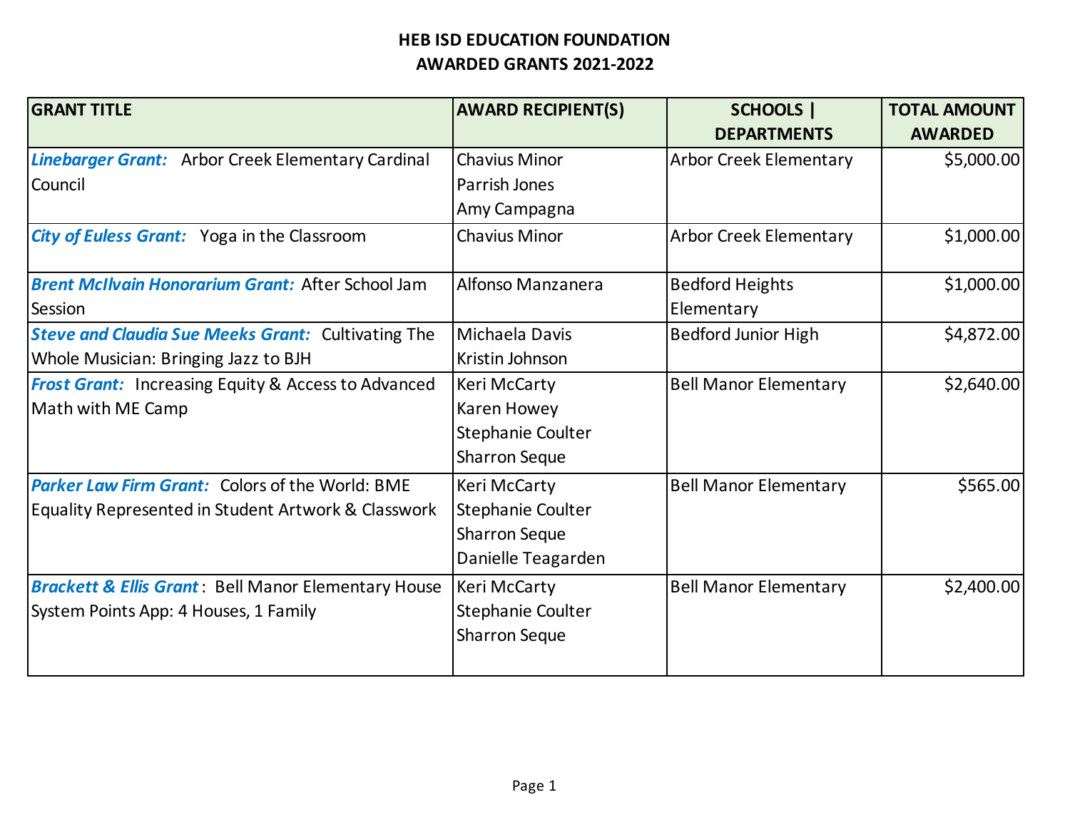# HEB ISD EDUCATION FOUNDATION
## AWARDED GRANTS 2021-2022

| GRANT TITLE | AWARD RECIPIENT(S) | SCHOOLS \| DEPARTMENTS | TOTAL AMOUNT AWARDED |
|---|---|---|---|
| ***Linebarger Grant:*** Arbor Creek Elementary Cardinal Council | Chavius Minor<br>Parrish Jones<br>Amy Campagna | Arbor Creek Elementary | $5,000.00 |
| ***City of Euless Grant:*** Yoga in the Classroom | Chavius Minor | Arbor Creek Elementary | $1,000.00 |
| ***Brent McIlvain Honorarium Grant:*** After School Jam Session | Alfonso Manzanera | Bedford Heights Elementary | $1,000.00 |
| ***Steve and Claudia Sue Meeks Grant:*** Cultivating The Whole Musician: Bringing Jazz to BJH | Michaela Davis<br>Kristin Johnson | Bedford Junior High | $4,872.00 |
| ***Frost Grant:*** Increasing Equity & Access to Advanced Math with ME Camp | Keri McCarty<br>Karen Howey<br>Stephanie Coulter<br>Sharron Seque | Bell Manor Elementary | $2,640.00 |
| ***Parker Law Firm Grant:*** Colors of the World: BME Equality Represented in Student Artwork & Classwork | Keri McCarty<br>Stephanie Coulter<br>Sharron Seque<br>Danielle Teagarden | Bell Manor Elementary | $565.00 |
| ***Brackett & Ellis Grant***: Bell Manor Elementary House System Points App: 4 Houses, 1 Family | Keri McCarty<br>Stephanie Coulter<br>Sharron Seque | Bell Manor Elementary | $2,400.00 |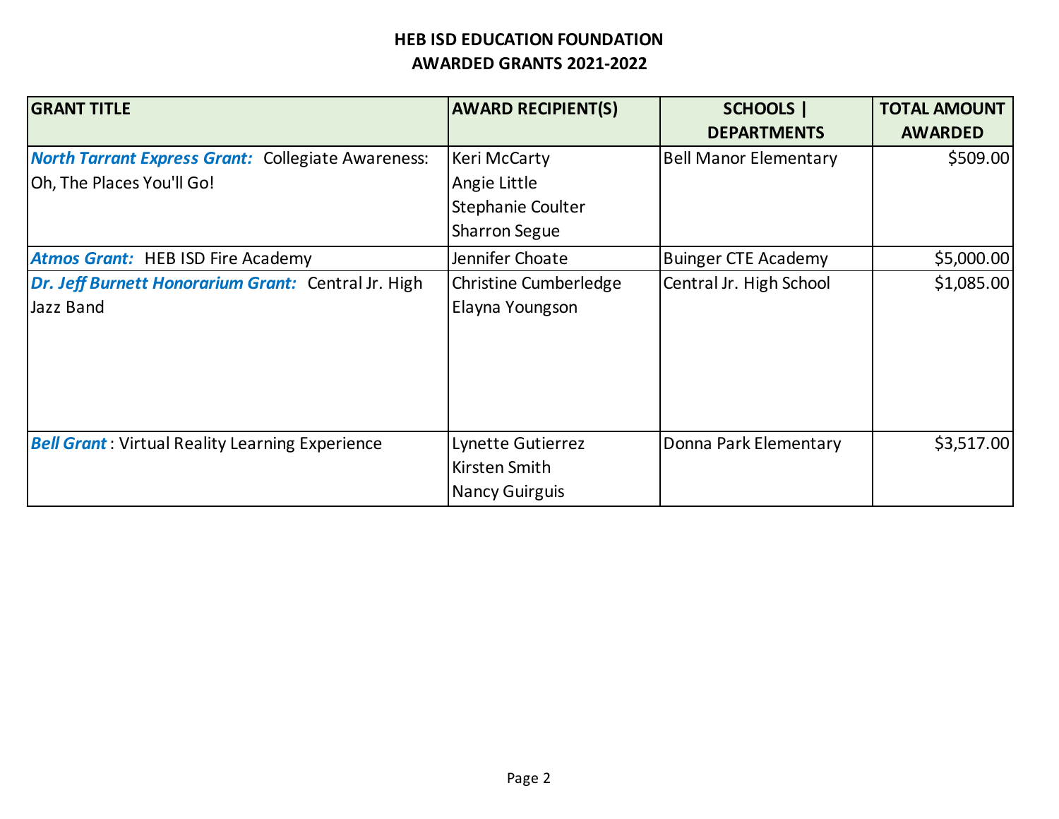**HEB ISD EDUCATION FOUNDATION**
**AWARDED GRANTS 2021-2022**

| GRANT TITLE | AWARD RECIPIENT(S) | SCHOOLS \| DEPARTMENTS | TOTAL AMOUNT AWARDED |
|---|---|---|---|
| ***North Tarrant Express Grant:*** Collegiate Awareness: Oh, The Places You'll Go! | Keri McCarty<br>Angie Little<br>Stephanie Coulter<br>Sharron Segue | Bell Manor Elementary | $509.00 |
| ***Atmos Grant:*** HEB ISD Fire Academy | Jennifer Choate | Buinger CTE Academy | $5,000.00 |
| ***Dr. Jeff Burnett Honorarium Grant:*** Central Jr. High Jazz Band | Christine Cumberledge<br>Elayna Youngson | Central Jr. High School | $1,085.00 |
| ***Bell Grant*** : Virtual Reality Learning Experience | Lynette Gutierrez<br>Kirsten Smith<br>Nancy Guirguis | Donna Park Elementary | $3,517.00 |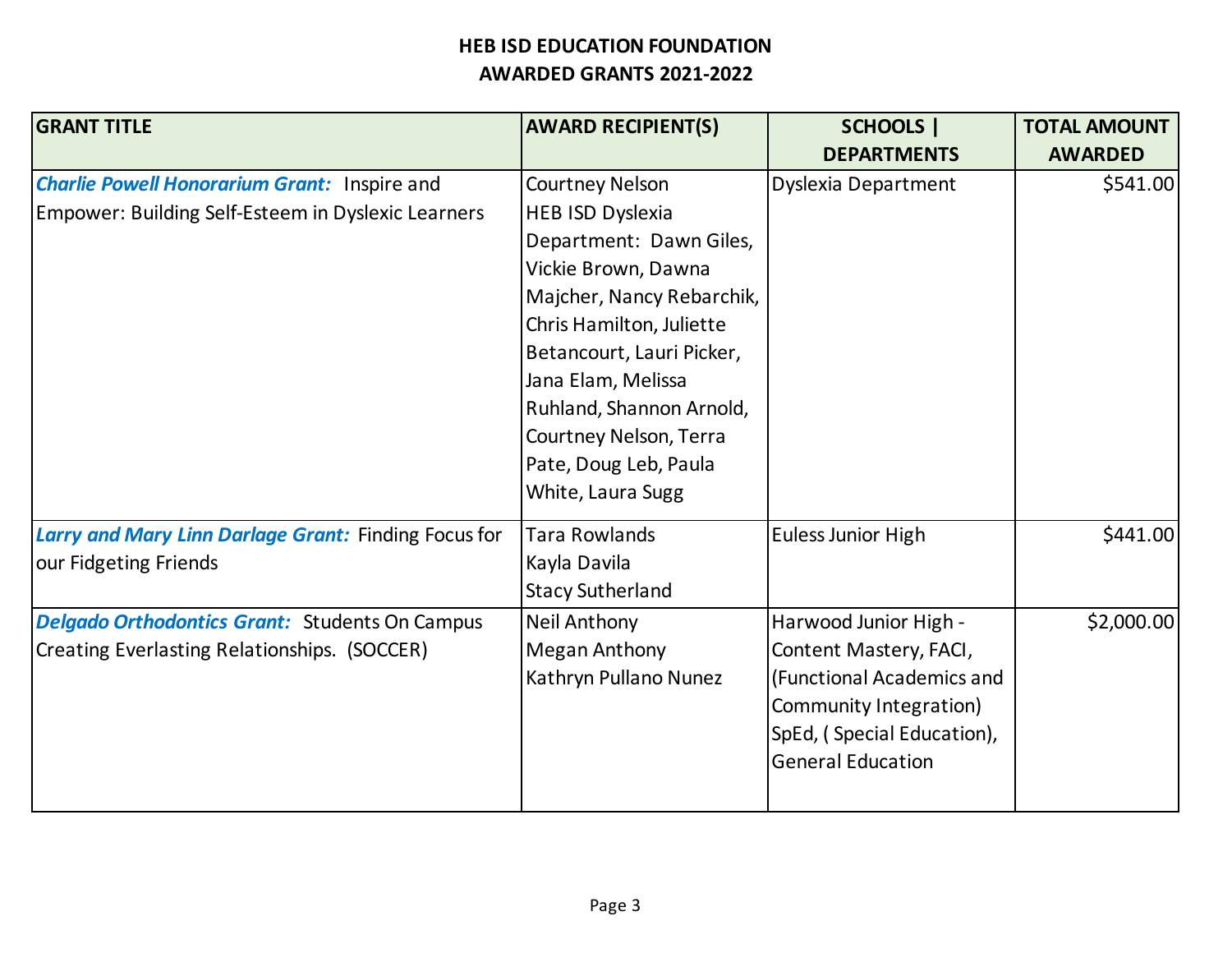# HEB ISD EDUCATION FOUNDATION
## AWARDED GRANTS 2021-2022

| GRANT TITLE | AWARD RECIPIENT(S) | SCHOOLS \| DEPARTMENTS | TOTAL AMOUNT AWARDED |
|---|---|---|---|
| ***Charlie Powell Honorarium Grant:*** Inspire and Empower: Building Self-Esteem in Dyslexic Learners | Courtney Nelson<br>HEB ISD Dyslexia Department: Dawn Giles, Vickie Brown, Dawna Majcher, Nancy Rebarchik, Chris Hamilton, Juliette Betancourt, Lauri Picker, Jana Elam, Melissa Ruhland, Shannon Arnold, Courtney Nelson, Terra Pate, Doug Leb, Paula White, Laura Sugg | Dyslexia Department | $541.00 |
| ***Larry and Mary Linn Darlage Grant:*** Finding Focus for our Fidgeting Friends | Tara Rowlands<br>Kayla Davila<br>Stacy Sutherland | Euless Junior High | $441.00 |
| ***Delgado Orthodontics Grant:*** Students On Campus Creating Everlasting Relationships. (SOCCER) | Neil Anthony<br>Megan Anthony<br>Kathryn Pullano Nunez | Harwood Junior High - Content Mastery, FACI, (Functional Academics and Community Integration) SpEd, ( Special Education), General Education | $2,000.00 |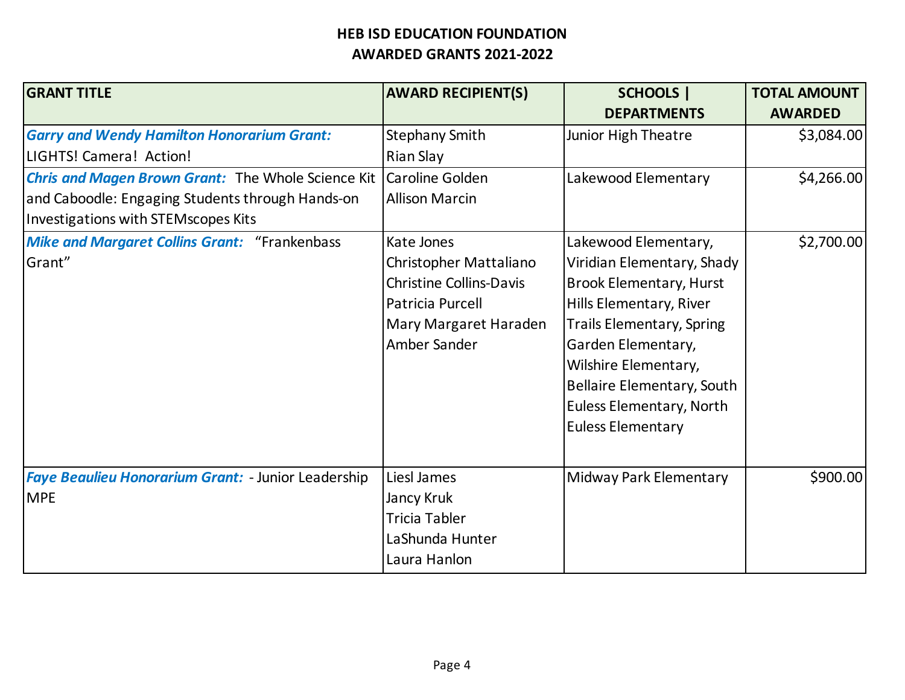# HEB ISD EDUCATION FOUNDATION
## AWARDED GRANTS 2021-2022

| GRANT TITLE | AWARD RECIPIENT(S) | SCHOOLS \| DEPARTMENTS | TOTAL AMOUNT AWARDED |
|---|---|---|---|
| ***Garry and Wendy Hamilton Honorarium Grant:*** LIGHTS! Camera! Action! | Stephany Smith<br>Rian Slay | Junior High Theatre | $3,084.00 |
| ***Chris and Magen Brown Grant:*** The Whole Science Kit and Caboodle: Engaging Students through Hands-on Investigations with STEMscopes Kits | Caroline Golden<br>Allison Marcin | Lakewood Elementary | $4,266.00 |
| ***Mike and Margaret Collins Grant:*** "Frankenbass Grant" | Kate Jones<br>Christopher Mattaliano<br>Christine Collins-Davis<br>Patricia Purcell<br>Mary Margaret Haraden<br>Amber Sander | Lakewood Elementary, Viridian Elementary, Shady Brook Elementary, Hurst Hills Elementary, River Trails Elementary, Spring Garden Elementary, Wilshire Elementary, Bellaire Elementary, South Euless Elementary, North Euless Elementary | $2,700.00 |
| ***Faye Beaulieu Honorarium Grant:*** - Junior Leadership MPE | Liesl James<br>Jancy Kruk<br>Tricia Tabler<br>LaShunda Hunter<br>Laura Hanlon | Midway Park Elementary | $900.00 |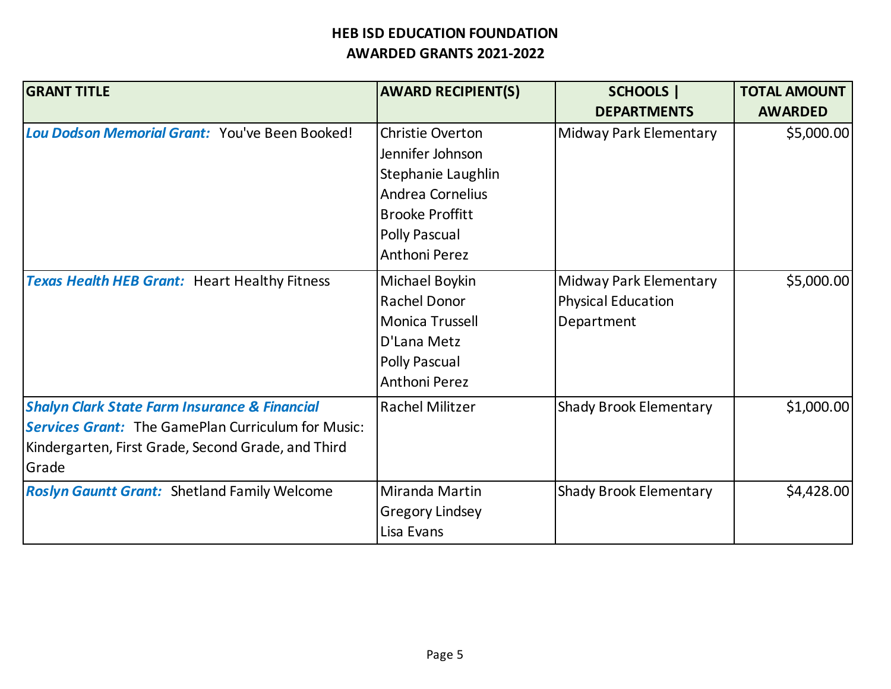# HEB ISD EDUCATION FOUNDATION
## AWARDED GRANTS 2021-2022

| GRANT TITLE | AWARD RECIPIENT(S) | SCHOOLS \| DEPARTMENTS | TOTAL AMOUNT AWARDED |
|---|---|---|---|
| ***Lou Dodson Memorial Grant:*** You've Been Booked! | Christie Overton<br>Jennifer Johnson<br>Stephanie Laughlin<br>Andrea Cornelius<br>Brooke Proffitt<br>Polly Pascual<br>Anthoni Perez | Midway Park Elementary | $5,000.00 |
| ***Texas Health HEB Grant:*** Heart Healthy Fitness | Michael Boykin<br>Rachel Donor<br>Monica Trussell<br>D'Lana Metz<br>Polly Pascual<br>Anthoni Perez | Midway Park Elementary<br>Physical Education Department | $5,000.00 |
| ***Shalyn Clark State Farm Insurance & Financial Services Grant:*** The GamePlan Curriculum for Music: Kindergarten, First Grade, Second Grade, and Third Grade | Rachel Militzer | Shady Brook Elementary | $1,000.00 |
| ***Roslyn Gauntt Grant:*** Shetland Family Welcome | Miranda Martin<br>Gregory Lindsey<br>Lisa Evans | Shady Brook Elementary | $4,428.00 |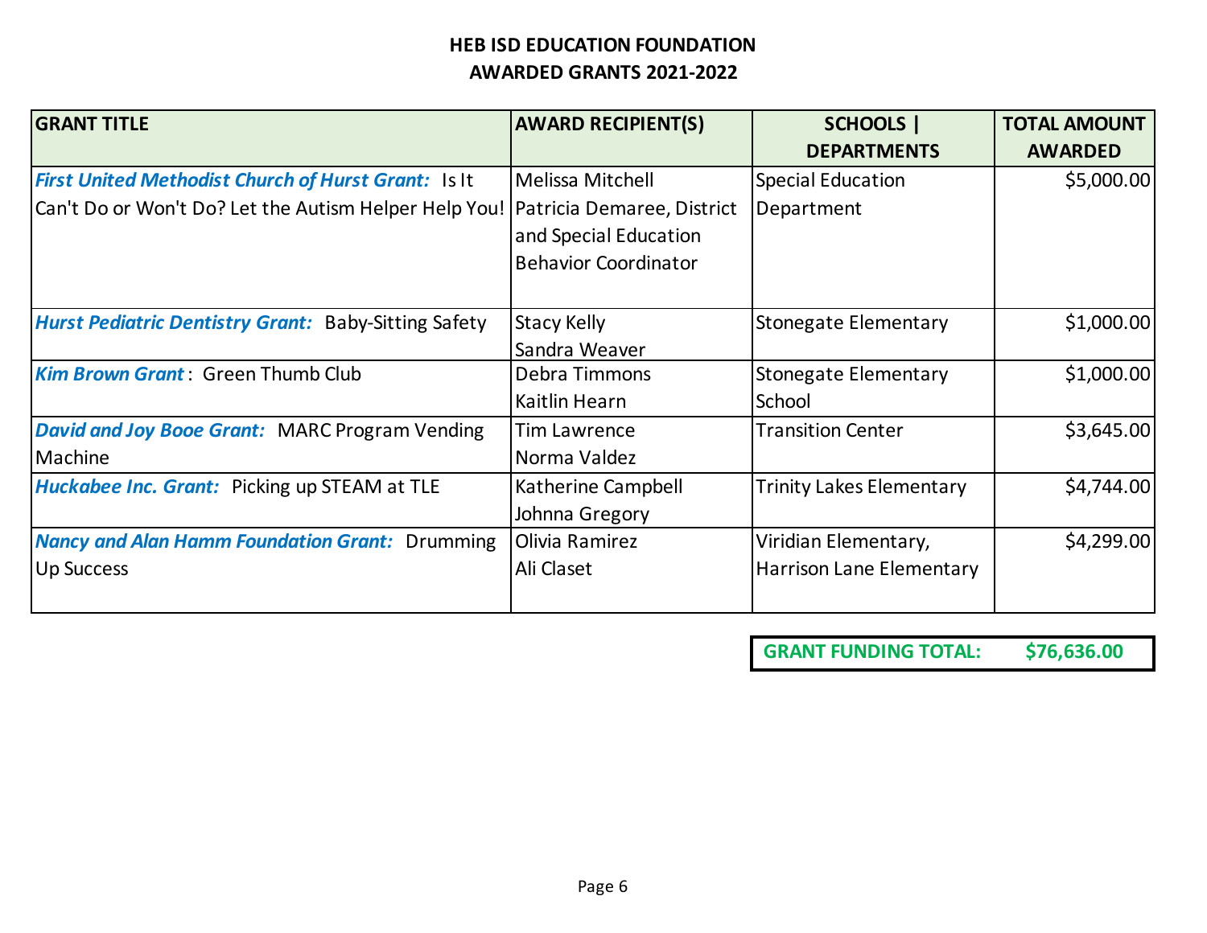**HEB ISD EDUCATION FOUNDATION**
**AWARDED GRANTS 2021-2022**

| GRANT TITLE | AWARD RECIPIENT(S) | SCHOOLS \| DEPARTMENTS | TOTAL AMOUNT AWARDED |
|---|---|---|---|
| ***First United Methodist Church of Hurst Grant:*** Is It Can't Do or Won't Do? Let the Autism Helper Help You! | Melissa Mitchell<br>Patricia Demaree, District and Special Education Behavior Coordinator | Special Education Department | $5,000.00 |
| ***Hurst Pediatric Dentistry Grant:*** Baby-Sitting Safety | Stacy Kelly<br>Sandra Weaver | Stonegate Elementary | $1,000.00 |
| ***Kim Brown Grant*** : Green Thumb Club | Debra Timmons<br>Kaitlin Hearn | Stonegate Elementary School | $1,000.00 |
| ***David and Joy Booe Grant:*** MARC Program Vending Machine | Tim Lawrence<br>Norma Valdez | Transition Center | $3,645.00 |
| ***Huckabee Inc. Grant:*** Picking up STEAM at TLE | Katherine Campbell<br>Johnna Gregory | Trinity Lakes Elementary | $4,744.00 |
| ***Nancy and Alan Hamm Foundation Grant:*** Drumming Up Success | Olivia Ramirez<br>Ali Claset | Viridian Elementary, Harrison Lane Elementary | $4,299.00 |

**GRANT FUNDING TOTAL: $76,636.00**